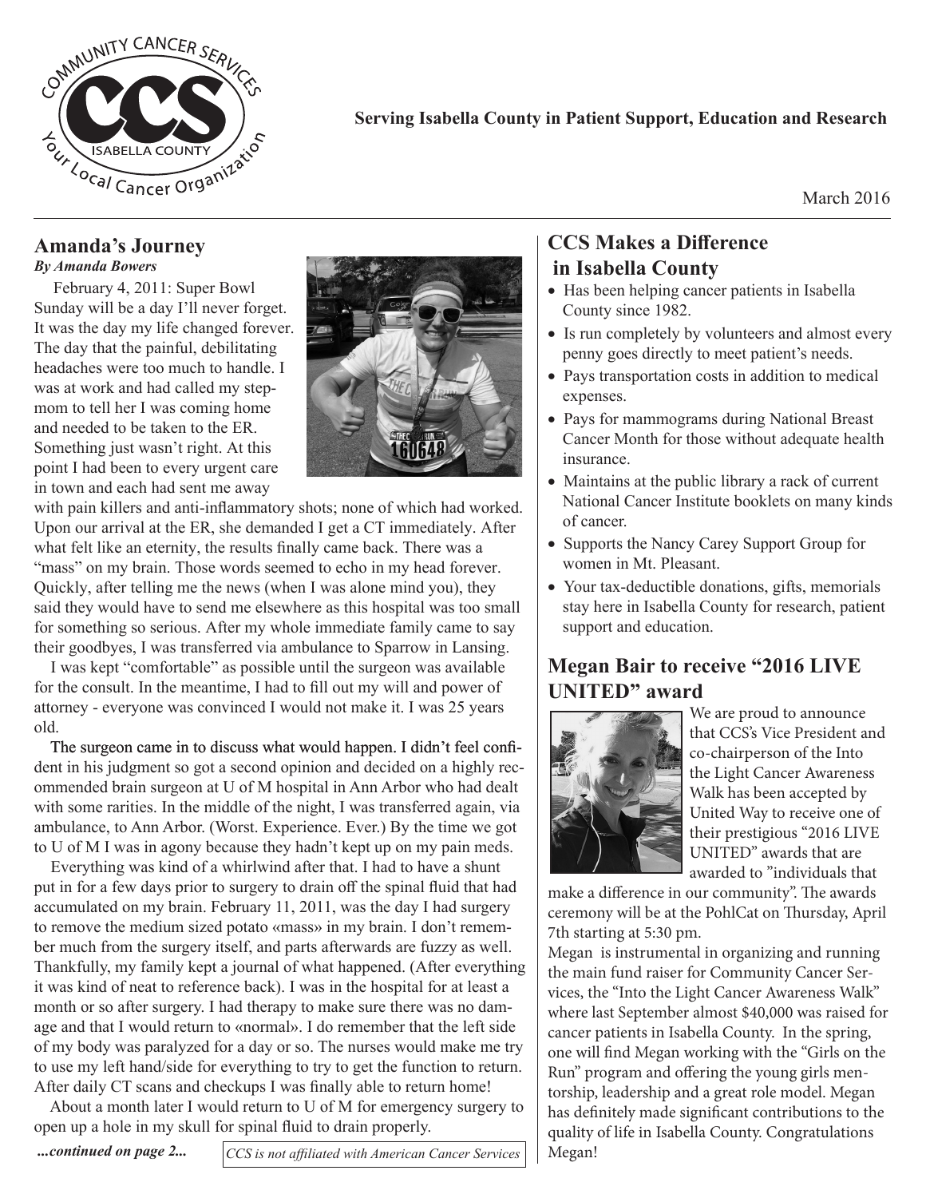Serving Isabella County in Patient Support, Education and Research

March 2016

## Amanda's Journey

***By Amanda Bowers***

February 4, 2011: Super Bowl Sunday will be a day I'll never forget. It was the day my life changed forever. The day that the painful, debilitating headaches were too much to handle. I was at work and had called my step-mom to tell her I was coming home and needed to be taken to the ER. Something just wasn't right. At this point I had been to every urgent care in town and each had sent me away with pain killers and anti-inflammatory shots; none of which had worked. Upon our arrival at the ER, she demanded I get a CT immediately. After what felt like an eternity, the results finally came back. There was a "mass" on my brain. Those words seemed to echo in my head forever. Quickly, after telling me the news (when I was alone mind you), they said they would have to send me elsewhere as this hospital was too small for something so serious. After my whole immediate family came to say their goodbyes, I was transferred via ambulance to Sparrow in Lansing.

I was kept "comfortable" as possible until the surgeon was available for the consult. In the meantime, I had to fill out my will and power of attorney - everyone was convinced I would not make it. I was 25 years old.

The surgeon came in to discuss what would happen. I didn't feel confident in his judgment so got a second opinion and decided on a highly recommended brain surgeon at U of M hospital in Ann Arbor who had dealt with some rarities. In the middle of the night, I was transferred again, via ambulance, to Ann Arbor. (Worst. Experience. Ever.) By the time we got to U of M I was in agony because they hadn't kept up on my pain meds.

Everything was kind of a whirlwind after that. I had to have a shunt put in for a few days prior to surgery to drain off the spinal fluid that had accumulated on my brain. February 11, 2011, was the day I had surgery to remove the medium sized potato «mass» in my brain. I don't remember much from the surgery itself, and parts afterwards are fuzzy as well. Thankfully, my family kept a journal of what happened. (After everything it was kind of neat to reference back). I was in the hospital for at least a month or so after surgery. I had therapy to make sure there was no damage and that I would return to «normal». I do remember that the left side of my body was paralyzed for a day or so. The nurses would make me try to use my left hand/side for everything to try to get the function to return. After daily CT scans and checkups I was finally able to return home!

About a month later I would return to U of M for emergency surgery to open up a hole in my skull for spinal fluid to drain properly.

***...continued on page 2...***

*CCS is not affiliated with American Cancer Services*

## CCS Makes a Difference in Isabella County

- Has been helping cancer patients in Isabella County since 1982.
- Is run completely by volunteers and almost every penny goes directly to meet patient's needs.
- Pays transportation costs in addition to medical expenses.
- Pays for mammograms during National Breast Cancer Month for those without adequate health insurance.
- Maintains at the public library a rack of current National Cancer Institute booklets on many kinds of cancer.
- Supports the Nancy Carey Support Group for women in Mt. Pleasant.
- Your tax-deductible donations, gifts, memorials stay here in Isabella County for research, patient support and education.

## Megan Bair to receive "2016 LIVE UNITED" award

We are proud to announce that CCS's Vice President and co-chairperson of the Into the Light Cancer Awareness Walk has been accepted by United Way to receive one of their prestigious "2016 LIVE UNITED" awards that are awarded to "individuals that make a difference in our community". The awards ceremony will be at the PohlCat on Thursday, April 7th starting at 5:30 pm.

Megan is instrumental in organizing and running the main fund raiser for Community Cancer Services, the "Into the Light Cancer Awareness Walk" where last September almost $40,000 was raised for cancer patients in Isabella County. In the spring, one will find Megan working with the "Girls on the Run" program and offering the young girls mentorship, leadership and a great role model. Megan has definitely made significant contributions to the quality of life in Isabella County. Congratulations Megan!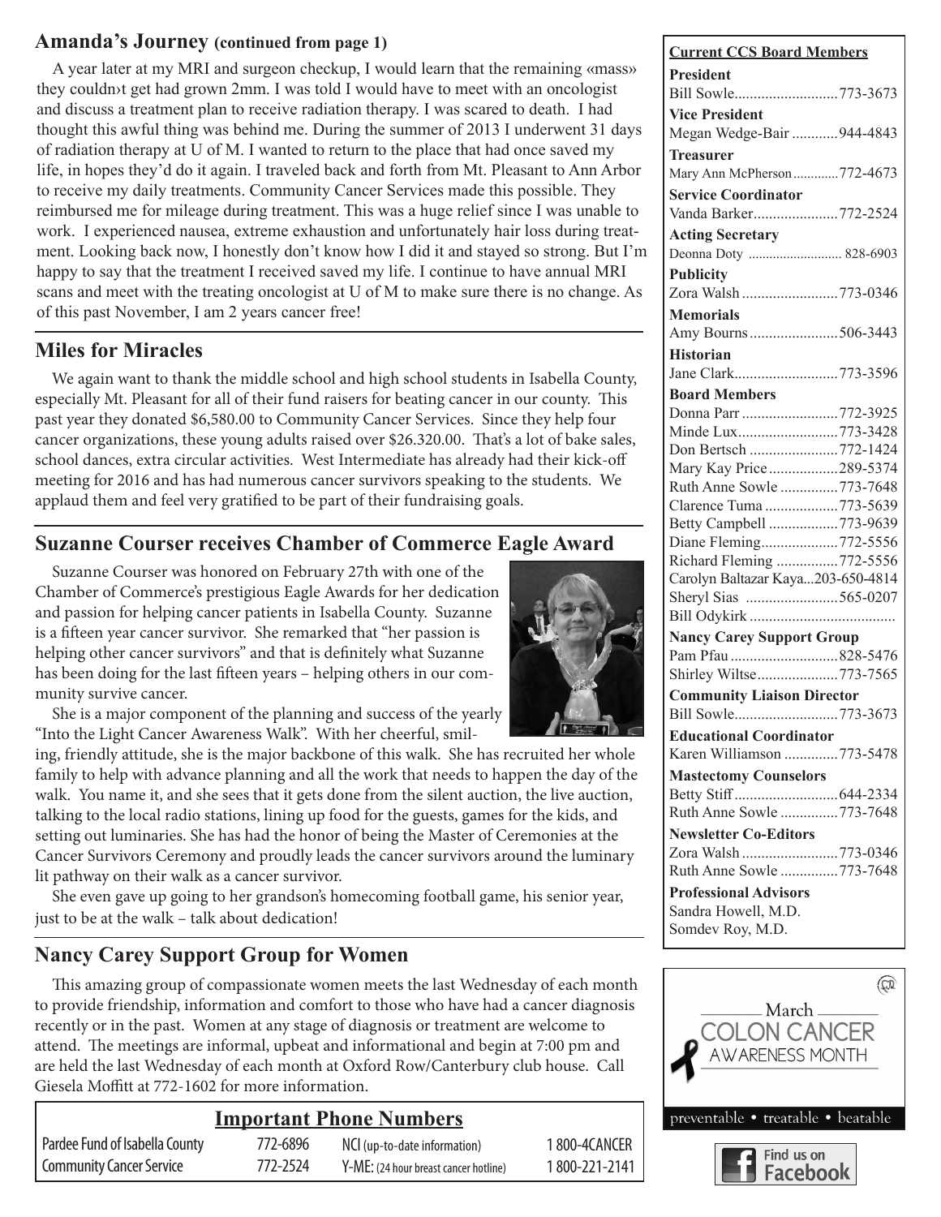## Amanda's Journey (continued from page 1)

A year later at my MRI and surgeon checkup, I would learn that the remaining «mass» they couldn›t get had grown 2mm. I was told I would have to meet with an oncologist and discuss a treatment plan to receive radiation therapy. I was scared to death. I had thought this awful thing was behind me. During the summer of 2013 I underwent 31 days of radiation therapy at U of M. I wanted to return to the place that had once saved my life, in hopes they'd do it again. I traveled back and forth from Mt. Pleasant to Ann Arbor to receive my daily treatments. Community Cancer Services made this possible. They reimbursed me for mileage during treatment. This was a huge relief since I was unable to work. I experienced nausea, extreme exhaustion and unfortunately hair loss during treatment. Looking back now, I honestly don't know how I did it and stayed so strong. But I'm happy to say that the treatment I received saved my life. I continue to have annual MRI scans and meet with the treating oncologist at U of M to make sure there is no change. As of this past November, I am 2 years cancer free!

## Miles for Miracles

We again want to thank the middle school and high school students in Isabella County, especially Mt. Pleasant for all of their fund raisers for beating cancer in our county. This past year they donated $6,580.00 to Community Cancer Services. Since they help four cancer organizations, these young adults raised over $26.320.00. That's a lot of bake sales, school dances, extra circular activities. West Intermediate has already had their kick-off meeting for 2016 and has had numerous cancer survivors speaking to the students. We applaud them and feel very gratified to be part of their fundraising goals.

## Suzanne Courser receives Chamber of Commerce Eagle Award

Suzanne Courser was honored on February 27th with one of the Chamber of Commerce's prestigious Eagle Awards for her dedication and passion for helping cancer patients in Isabella County. Suzanne is a fifteen year cancer survivor. She remarked that "her passion is helping other cancer survivors" and that is definitely what Suzanne has been doing for the last fifteen years – helping others in our community survive cancer.

She is a major component of the planning and success of the yearly "Into the Light Cancer Awareness Walk". With her cheerful, smiling, friendly attitude, she is the major backbone of this walk. She has recruited her whole family to help with advance planning and all the work that needs to happen the day of the walk. You name it, and she sees that it gets done from the silent auction, the live auction, talking to the local radio stations, lining up food for the guests, games for the kids, and setting out luminaries. She has had the honor of being the Master of Ceremonies at the Cancer Survivors Ceremony and proudly leads the cancer survivors around the luminary lit pathway on their walk as a cancer survivor.

She even gave up going to her grandson's homecoming football game, his senior year, just to be at the walk – talk about dedication!

## Nancy Carey Support Group for Women

This amazing group of compassionate women meets the last Wednesday of each month to provide friendship, information and comfort to those who have had a cancer diagnosis recently or in the past. Women at any stage of diagnosis or treatment are welcome to attend. The meetings are informal, upbeat and informational and begin at 7:00 pm and are held the last Wednesday of each month at Oxford Row/Canterbury club house. Call Giesela Moffitt at 772-1602 for more information.

## Important Phone Numbers

| | | | |
|---|---|---|---|
| Pardee Fund of Isabella County | 772-6896 | NCI (up-to-date information) | 1 800-4CANCER |
| Community Cancer Service | 772-2524 | Y-ME: (24 hour breast cancer hotline) | 1 800-221-2141 |

### Current CCS Board Members

**President**
Bill Sowle........................773-3673

**Vice President**
Megan Wedge-Bair ............944-4843

**Treasurer**
Mary Ann McPherson.............772-4673

**Service Coordinator**
Vanda Barker......................772-2524

**Acting Secretary**
Deonna Doty ........................... 828-6903

**Publicity**
Zora Walsh .........................773-0346

**Memorials**
Amy Bourns.......................506-3443

**Historian**
Jane Clark...........................773-3596

**Board Members**
Donna Parr .........................772-3925
Minde Lux..........................773-3428
Don Bertsch .......................772-1424
Mary Kay Price..................289-5374
Ruth Anne Sowle ...............773-7648
Clarence Tuma ...................773-5639
Betty Campbell ..................773-9639
Diane Fleming....................772-5556
Richard Fleming ................772-5556
Carolyn Baltazar Kaya...203-650-4814
Sheryl Sias ........................565-0207
Bill Odykirk .....................................

**Nancy Carey Support Group**
Pam Pfau ............................828-5476
Shirley Wiltse.....................773-7565

**Community Liaison Director**
Bill Sowle...........................773-3673

**Educational Coordinator**
Karen Williamson ..............773-5478

**Mastectomy Counselors**
Betty Stiff...........................644-2334
Ruth Anne Sowle ...............773-7648

**Newsletter Co-Editors**
Zora Walsh .........................773-0346
Ruth Anne Sowle ...............773-7648

**Professional Advisors**
Sandra Howell, M.D.
Somdev Roy, M.D.

March
COLON CANCER
AWARENESS MONTH
preventable • treatable • beatable

Find us on Facebook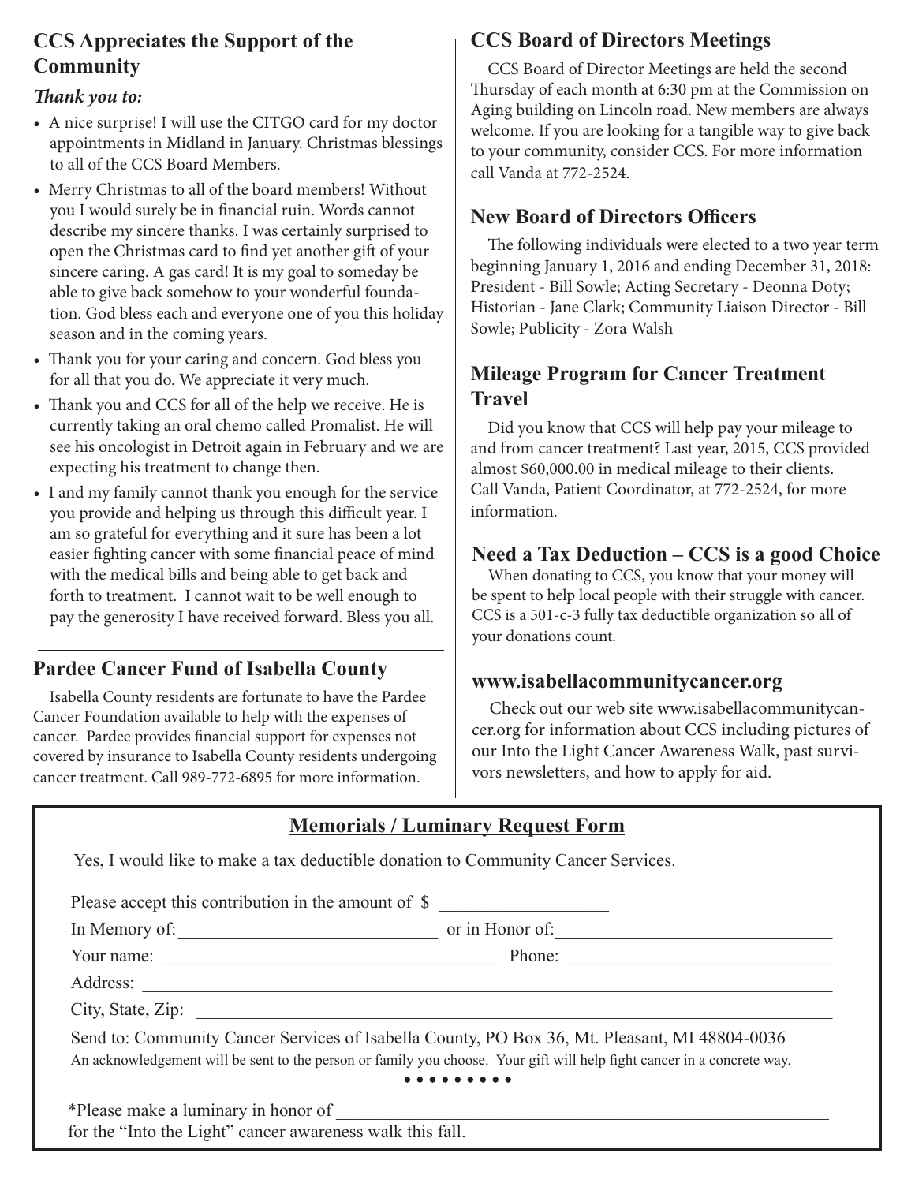## CCS Appreciates the Support of the Community

***Thank you to:***

- A nice surprise! I will use the CITGO card for my doctor appointments in Midland in January. Christmas blessings to all of the CCS Board Members.
- Merry Christmas to all of the board members! Without you I would surely be in financial ruin. Words cannot describe my sincere thanks. I was certainly surprised to open the Christmas card to find yet another gift of your sincere caring. A gas card! It is my goal to someday be able to give back somehow to your wonderful foundation. God bless each and everyone one of you this holiday season and in the coming years.
- Thank you for your caring and concern. God bless you for all that you do. We appreciate it very much.
- Thank you and CCS for all of the help we receive. He is currently taking an oral chemo called Promalist. He will see his oncologist in Detroit again in February and we are expecting his treatment to change then.
- I and my family cannot thank you enough for the service you provide and helping us through this difficult year. I am so grateful for everything and it sure has been a lot easier fighting cancer with some financial peace of mind with the medical bills and being able to get back and forth to treatment. I cannot wait to be well enough to pay the generosity I have received forward. Bless you all.

## Pardee Cancer Fund of Isabella County

Isabella County residents are fortunate to have the Pardee Cancer Foundation available to help with the expenses of cancer. Pardee provides financial support for expenses not covered by insurance to Isabella County residents undergoing cancer treatment. Call 989-772-6895 for more information.

## CCS Board of Directors Meetings

CCS Board of Director Meetings are held the second Thursday of each month at 6:30 pm at the Commission on Aging building on Lincoln road. New members are always welcome. If you are looking for a tangible way to give back to your community, consider CCS. For more information call Vanda at 772-2524.

## New Board of Directors Officers

The following individuals were elected to a two year term beginning January 1, 2016 and ending December 31, 2018: President - Bill Sowle; Acting Secretary - Deonna Doty; Historian - Jane Clark; Community Liaison Director - Bill Sowle; Publicity - Zora Walsh

## Mileage Program for Cancer Treatment Travel

Did you know that CCS will help pay your mileage to and from cancer treatment? Last year, 2015, CCS provided almost $60,000.00 in medical mileage to their clients. Call Vanda, Patient Coordinator, at 772-2524, for more information.

## Need a Tax Deduction – CCS is a good Choice

When donating to CCS, you know that your money will be spent to help local people with their struggle with cancer. CCS is a 501-c-3 fully tax deductible organization so all of your donations count.

## www.isabellacommunitycancer.org

Check out our web site www.isabellacommunitycancer.org for information about CCS including pictures of our Into the Light Cancer Awareness Walk, past survivors newsletters, and how to apply for aid.

## Memorials / Luminary Request Form

Yes, I would like to make a tax deductible donation to Community Cancer Services.

Please accept this contribution in the amount of $ ____________________

In Memory of: ______________________________ or in Honor of: ______________________________

Your name: ______________________________ Phone: ______________________________

Address: ____________________________________________________________

City, State, Zip: ____________________________________________________________

Send to: Community Cancer Services of Isabella County, PO Box 36, Mt. Pleasant, MI 48804-0036

An acknowledgement will be sent to the person or family you choose. Your gift will help fight cancer in a concrete way.

• • • • • • • • •

*Please make a luminary in honor of ____________________________________________________________
for the “Into the Light” cancer awareness walk this fall.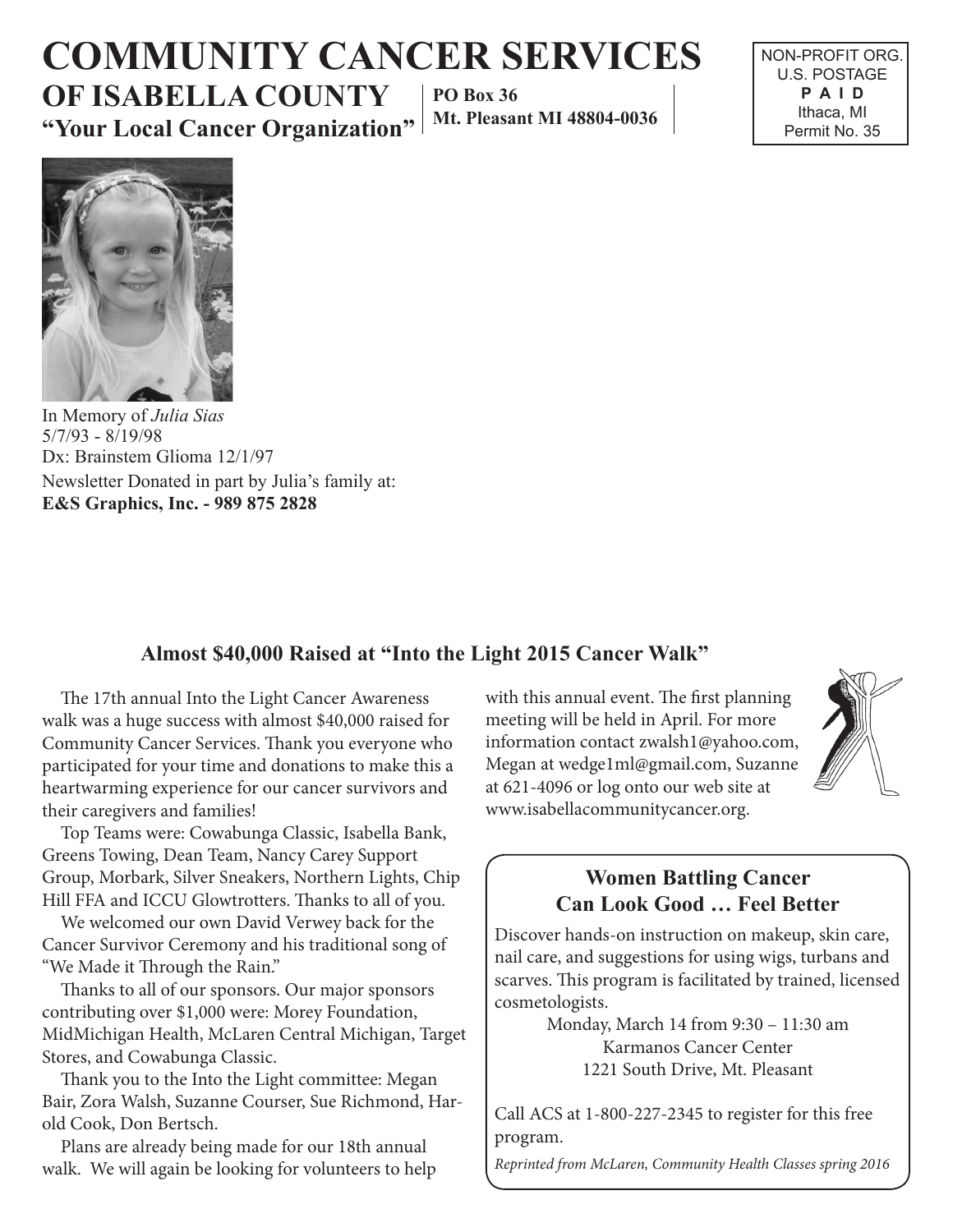# COMMUNITY CANCER SERVICES

## OF ISABELLA COUNTY

**"Your Local Cancer Organization"**

**PO Box 36**
**Mt. Pleasant MI 48804-0036**

NON-PROFIT ORG.
U.S. POSTAGE
**PAID**
Ithaca, MI
Permit No. 35

In Memory of *Julia Sias*
5/7/93 - 8/19/98
Dx: Brainstem Glioma 12/1/97
Newsletter Donated in part by Julia's family at:
**E&S Graphics, Inc. - 989 875 2828**

### Almost $40,000 Raised at "Into the Light 2015 Cancer Walk"

The 17th annual Into the Light Cancer Awareness walk was a huge success with almost $40,000 raised for Community Cancer Services. Thank you everyone who participated for your time and donations to make this a heartwarming experience for our cancer survivors and their caregivers and families!

Top Teams were: Cowabunga Classic, Isabella Bank, Greens Towing, Dean Team, Nancy Carey Support Group, Morbark, Silver Sneakers, Northern Lights, Chip Hill FFA and ICCU Glowtrotters. Thanks to all of you.

We welcomed our own David Verwey back for the Cancer Survivor Ceremony and his traditional song of "We Made it Through the Rain."

Thanks to all of our sponsors. Our major sponsors contributing over $1,000 were: Morey Foundation, MidMichigan Health, McLaren Central Michigan, Target Stores, and Cowabunga Classic.

Thank you to the Into the Light committee: Megan Bair, Zora Walsh, Suzanne Courser, Sue Richmond, Harold Cook, Don Bertsch.

Plans are already being made for our 18th annual walk. We will again be looking for volunteers to help with this annual event. The first planning meeting will be held in April. For more information contact zwalsh1@yahoo.com, Megan at wedge1ml@gmail.com, Suzanne at 621-4096 or log onto our web site at www.isabellacommunitycancer.org.

### Women Battling Cancer Can Look Good … Feel Better

Discover hands-on instruction on makeup, skin care, nail care, and suggestions for using wigs, turbans and scarves. This program is facilitated by trained, licensed cosmetologists.

Monday, March 14 from 9:30 – 11:30 am
Karmanos Cancer Center
1221 South Drive, Mt. Pleasant

Call ACS at 1-800-227-2345 to register for this free program.

*Reprinted from McLaren, Community Health Classes spring 2016*